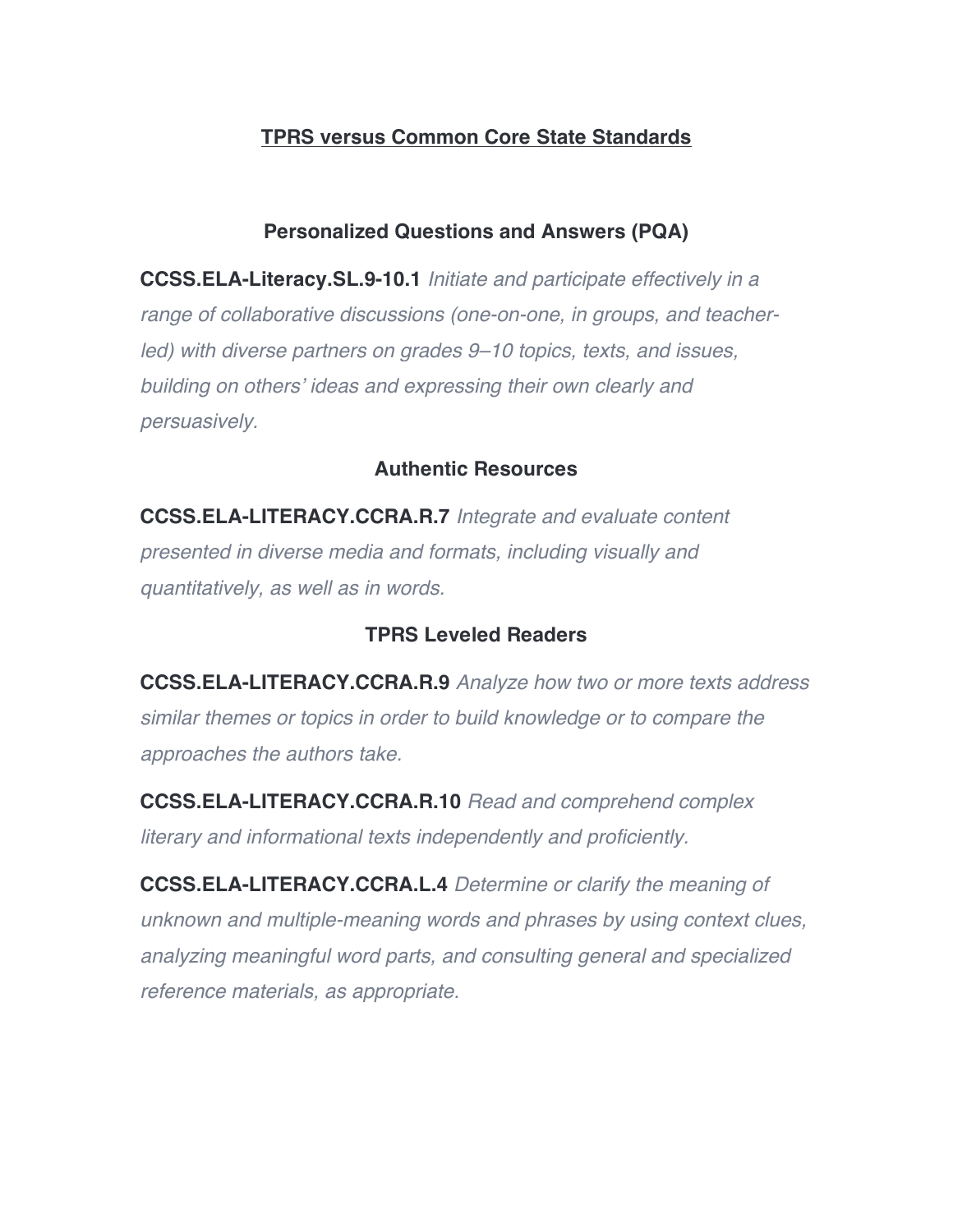# TPRS versus Common Core State Standards

## Personalized Questions and Answers (PQA)

**CCSS.ELA-Literacy.SL.9-10.1** *Initiate and participate effectively in a range of collaborative discussions (one-on-one, in groups, and teacher-led) with diverse partners on grades 9–10 topics, texts, and issues, building on others' ideas and expressing their own clearly and persuasively.*

## Authentic Resources

**CCSS.ELA-LITERACY.CCRA.R.7** *Integrate and evaluate content presented in diverse media and formats, including visually and quantitatively, as well as in words.*

## TPRS Leveled Readers

**CCSS.ELA-LITERACY.CCRA.R.9** *Analyze how two or more texts address similar themes or topics in order to build knowledge or to compare the approaches the authors take.*

**CCSS.ELA-LITERACY.CCRA.R.10** *Read and comprehend complex literary and informational texts independently and proficiently.*

**CCSS.ELA-LITERACY.CCRA.L.4** *Determine or clarify the meaning of unknown and multiple-meaning words and phrases by using context clues, analyzing meaningful word parts, and consulting general and specialized reference materials, as appropriate.*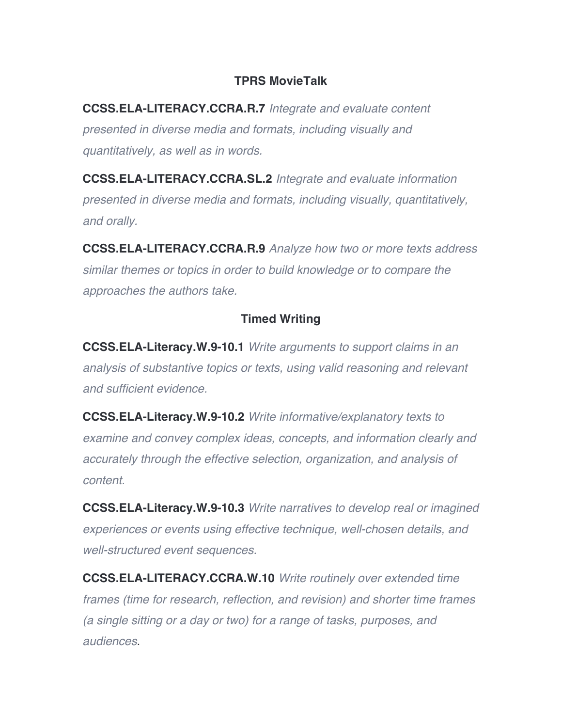### TPRS MovieTalk

**CCSS.ELA-LITERACY.CCRA.R.7** *Integrate and evaluate content presented in diverse media and formats, including visually and quantitatively, as well as in words.*

**CCSS.ELA-LITERACY.CCRA.SL.2** *Integrate and evaluate information presented in diverse media and formats, including visually, quantitatively, and orally.*

**CCSS.ELA-LITERACY.CCRA.R.9** *Analyze how two or more texts address similar themes or topics in order to build knowledge or to compare the approaches the authors take.*

### Timed Writing

**CCSS.ELA-Literacy.W.9-10.1** *Write arguments to support claims in an analysis of substantive topics or texts, using valid reasoning and relevant and sufficient evidence.*

**CCSS.ELA-Literacy.W.9-10.2** *Write informative/explanatory texts to examine and convey complex ideas, concepts, and information clearly and accurately through the effective selection, organization, and analysis of content.*

**CCSS.ELA-Literacy.W.9-10.3** *Write narratives to develop real or imagined experiences or events using effective technique, well-chosen details, and well-structured event sequences.*

**CCSS.ELA-LITERACY.CCRA.W.10** *Write routinely over extended time frames (time for research, reflection, and revision) and shorter time frames (a single sitting or a day or two) for a range of tasks, purposes, and audiences*.